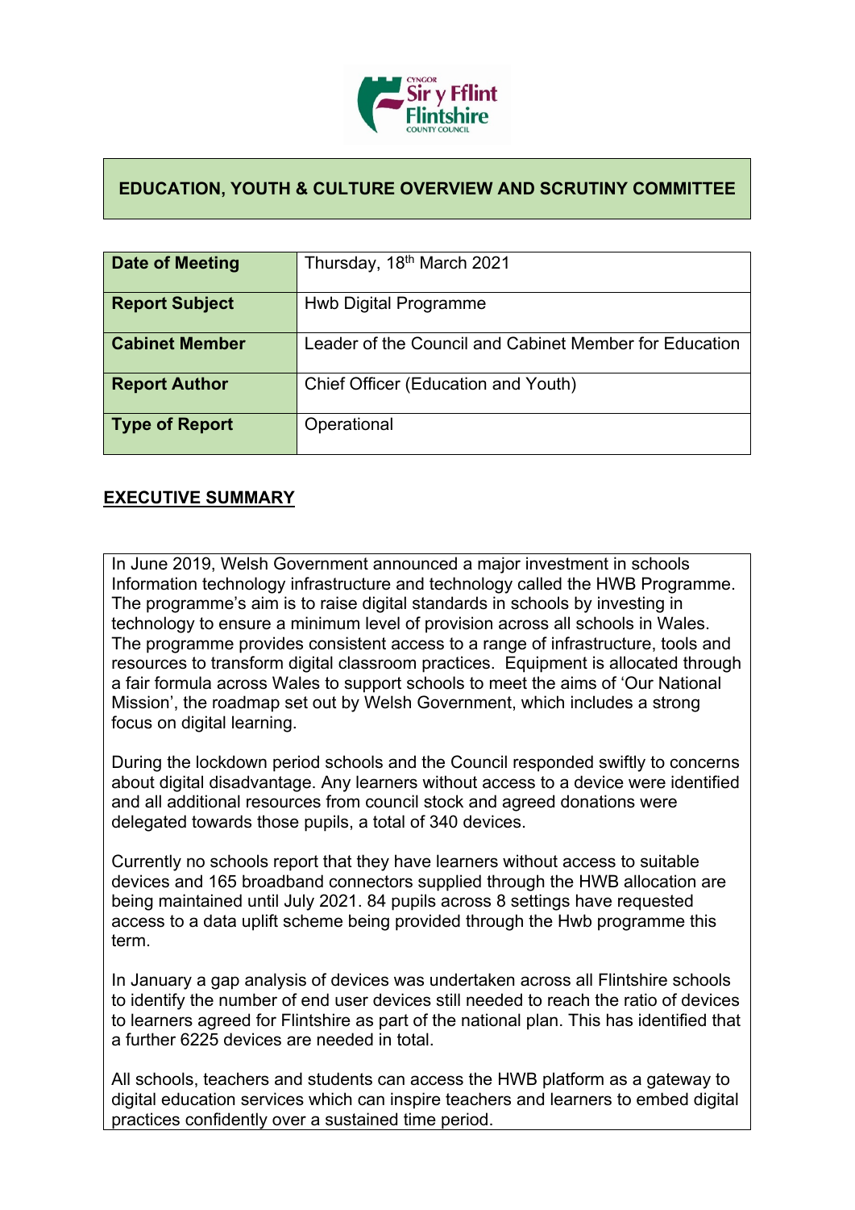# EDUCATION, YOUTH & CULTURE OVERVIEW AND SCRUTINY COMMITTEE

| | |
|---|---|
| **Date of Meeting** | Thursday, 18th March 2021 |
| **Report Subject** | Hwb Digital Programme |
| **Cabinet Member** | Leader of the Council and Cabinet Member for Education |
| **Report Author** | Chief Officer (Education and Youth) |
| **Type of Report** | Operational |

## EXECUTIVE SUMMARY

In June 2019, Welsh Government announced a major investment in schools Information technology infrastructure and technology called the HWB Programme. The programme's aim is to raise digital standards in schools by investing in technology to ensure a minimum level of provision across all schools in Wales. The programme provides consistent access to a range of infrastructure, tools and resources to transform digital classroom practices. Equipment is allocated through a fair formula across Wales to support schools to meet the aims of 'Our National Mission', the roadmap set out by Welsh Government, which includes a strong focus on digital learning.

During the lockdown period schools and the Council responded swiftly to concerns about digital disadvantage. Any learners without access to a device were identified and all additional resources from council stock and agreed donations were delegated towards those pupils, a total of 340 devices.

Currently no schools report that they have learners without access to suitable devices and 165 broadband connectors supplied through the HWB allocation are being maintained until July 2021. 84 pupils across 8 settings have requested access to a data uplift scheme being provided through the Hwb programme this term.

In January a gap analysis of devices was undertaken across all Flintshire schools to identify the number of end user devices still needed to reach the ratio of devices to learners agreed for Flintshire as part of the national plan. This has identified that a further 6225 devices are needed in total.

All schools, teachers and students can access the HWB platform as a gateway to digital education services which can inspire teachers and learners to embed digital practices confidently over a sustained time period.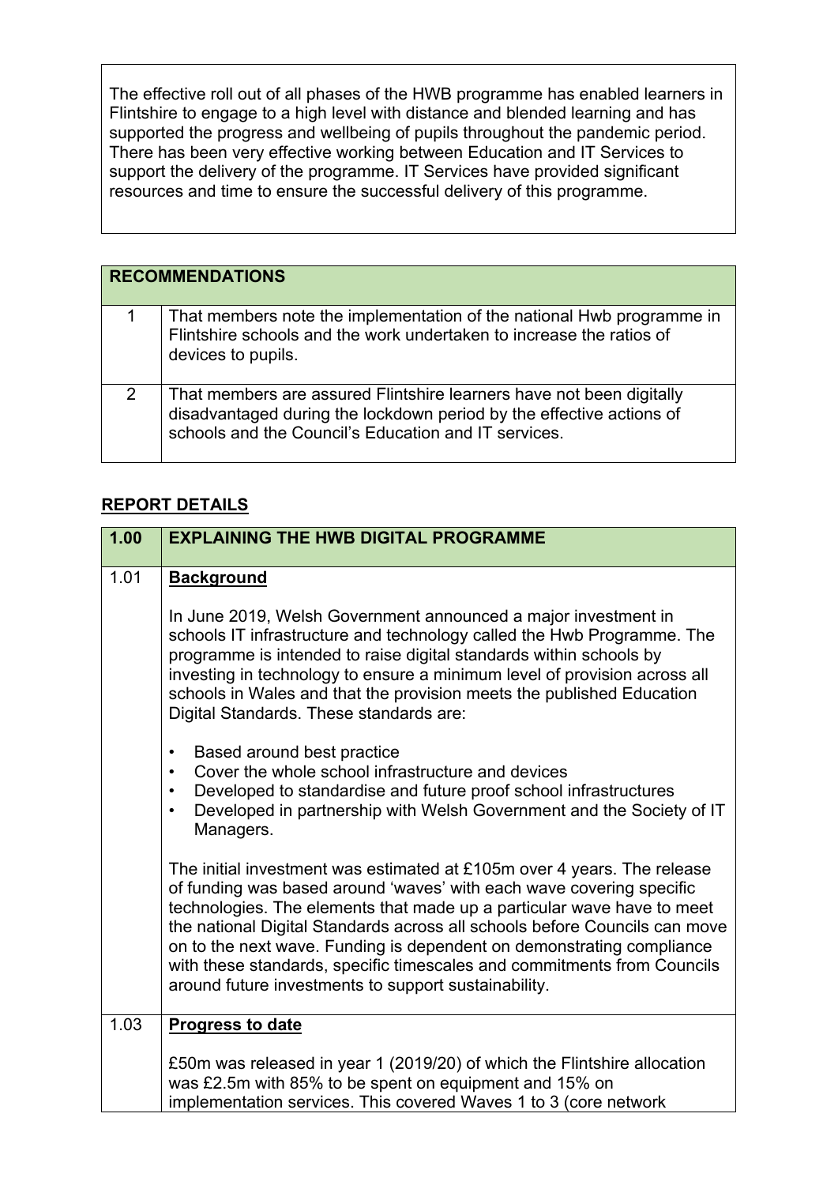The effective roll out of all phases of the HWB programme has enabled learners in Flintshire to engage to a high level with distance and blended learning and has supported the progress and wellbeing of pupils throughout the pandemic period. There has been very effective working between Education and IT Services to support the delivery of the programme. IT Services have provided significant resources and time to ensure the successful delivery of this programme.

| RECOMMENDATIONS | |
|---|---|
| 1 | That members note the implementation of the national Hwb programme in Flintshire schools and the work undertaken to increase the ratios of devices to pupils. |
| 2 | That members are assured Flintshire learners have not been digitally disadvantaged during the lockdown period by the effective actions of schools and the Council's Education and IT services. |

## REPORT DETAILS

| 1.00 | EXPLAINING THE HWB DIGITAL PROGRAMME |
|---|---|
| 1.01 | **Background**<br><br>In June 2019, Welsh Government announced a major investment in schools IT infrastructure and technology called the Hwb Programme. The programme is intended to raise digital standards within schools by investing in technology to ensure a minimum level of provision across all schools in Wales and that the provision meets the published Education Digital Standards. These standards are:<br><br>• Based around best practice<br>• Cover the whole school infrastructure and devices<br>• Developed to standardise and future proof school infrastructures<br>• Developed in partnership with Welsh Government and the Society of IT Managers.<br><br>The initial investment was estimated at £105m over 4 years. The release of funding was based around 'waves' with each wave covering specific technologies. The elements that made up a particular wave have to meet the national Digital Standards across all schools before Councils can move on to the next wave. Funding is dependent on demonstrating compliance with these standards, specific timescales and commitments from Councils around future investments to support sustainability. |
| 1.03 | **Progress to date**<br><br>£50m was released in year 1 (2019/20) of which the Flintshire allocation was £2.5m with 85% to be spent on equipment and 15% on implementation services. This covered Waves 1 to 3 (core network |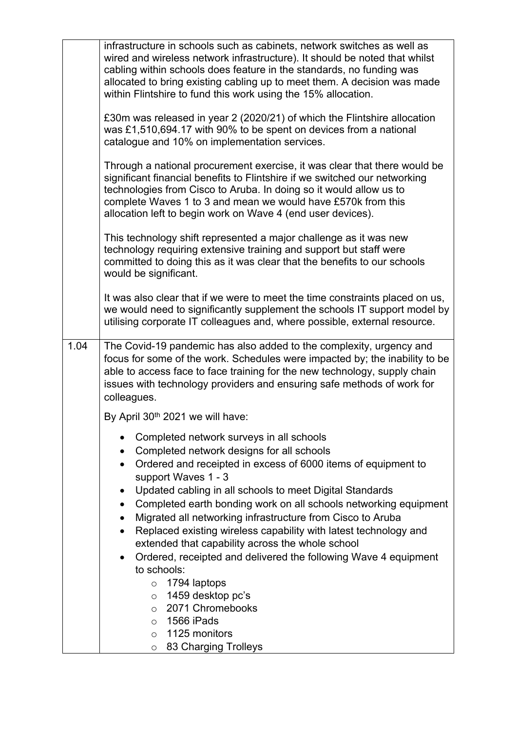| | |
|---|---|
| | infrastructure in schools such as cabinets, network switches as well as wired and wireless network infrastructure). It should be noted that whilst cabling within schools does feature in the standards, no funding was allocated to bring existing cabling up to meet them. A decision was made within Flintshire to fund this work using the 15% allocation.<br><br>£30m was released in year 2 (2020/21) of which the Flintshire allocation was £1,510,694.17 with 90% to be spent on devices from a national catalogue and 10% on implementation services.<br><br>Through a national procurement exercise, it was clear that there would be significant financial benefits to Flintshire if we switched our networking technologies from Cisco to Aruba. In doing so it would allow us to complete Waves 1 to 3 and mean we would have £570k from this allocation left to begin work on Wave 4 (end user devices).<br><br>This technology shift represented a major challenge as it was new technology requiring extensive training and support but staff were committed to doing this as it was clear that the benefits to our schools would be significant.<br><br>It was also clear that if we were to meet the time constraints placed on us, we would need to significantly supplement the schools IT support model by utilising corporate IT colleagues and, where possible, external resource. |
| 1.04 | The Covid-19 pandemic has also added to the complexity, urgency and focus for some of the work. Schedules were impacted by; the inability to be able to access face to face training for the new technology, supply chain issues with technology providers and ensuring safe methods of work for colleagues.<br><br>By April 30th 2021 we will have:<br><br>• Completed network surveys in all schools<br>• Completed network designs for all schools<br>• Ordered and receipted in excess of 6000 items of equipment to support Waves 1 - 3<br>• Updated cabling in all schools to meet Digital Standards<br>• Completed earth bonding work on all schools networking equipment<br>• Migrated all networking infrastructure from Cisco to Aruba<br>• Replaced existing wireless capability with latest technology and extended that capability across the whole school<br>• Ordered, receipted and delivered the following Wave 4 equipment to schools:<br>&nbsp;&nbsp;&nbsp;&nbsp;○ 1794 laptops<br>&nbsp;&nbsp;&nbsp;&nbsp;○ 1459 desktop pc's<br>&nbsp;&nbsp;&nbsp;&nbsp;○ 2071 Chromebooks<br>&nbsp;&nbsp;&nbsp;&nbsp;○ 1566 iPads<br>&nbsp;&nbsp;&nbsp;&nbsp;○ 1125 monitors<br>&nbsp;&nbsp;&nbsp;&nbsp;○ 83 Charging Trolleys |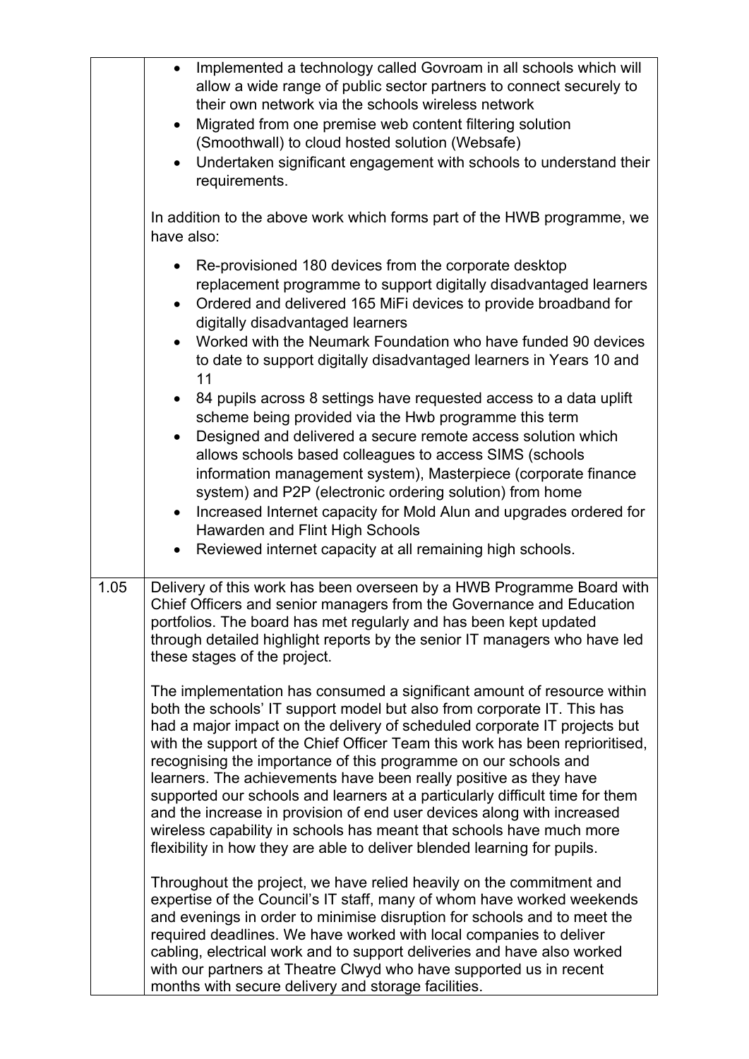| | |
|---|---|
| | • Implemented a technology called Govroam in all schools which will allow a wide range of public sector partners to connect securely to their own network via the schools wireless network<br>• Migrated from one premise web content filtering solution (Smoothwall) to cloud hosted solution (Websafe)<br>• Undertaken significant engagement with schools to understand their requirements.<br><br>In addition to the above work which forms part of the HWB programme, we have also:<br><br>• Re-provisioned 180 devices from the corporate desktop replacement programme to support digitally disadvantaged learners<br>• Ordered and delivered 165 MiFi devices to provide broadband for digitally disadvantaged learners<br>• Worked with the Neumark Foundation who have funded 90 devices to date to support digitally disadvantaged learners in Years 10 and 11<br>• 84 pupils across 8 settings have requested access to a data uplift scheme being provided via the Hwb programme this term<br>• Designed and delivered a secure remote access solution which allows schools based colleagues to access SIMS (schools information management system), Masterpiece (corporate finance system) and P2P (electronic ordering solution) from home<br>• Increased Internet capacity for Mold Alun and upgrades ordered for Hawarden and Flint High Schools<br>• Reviewed internet capacity at all remaining high schools. |
| 1.05 | Delivery of this work has been overseen by a HWB Programme Board with Chief Officers and senior managers from the Governance and Education portfolios. The board has met regularly and has been kept updated through detailed highlight reports by the senior IT managers who have led these stages of the project.<br><br>The implementation has consumed a significant amount of resource within both the schools' IT support model but also from corporate IT. This has had a major impact on the delivery of scheduled corporate IT projects but with the support of the Chief Officer Team this work has been reprioritised, recognising the importance of this programme on our schools and learners. The achievements have been really positive as they have supported our schools and learners at a particularly difficult time for them and the increase in provision of end user devices along with increased wireless capability in schools has meant that schools have much more flexibility in how they are able to deliver blended learning for pupils.<br><br>Throughout the project, we have relied heavily on the commitment and expertise of the Council's IT staff, many of whom have worked weekends and evenings in order to minimise disruption for schools and to meet the required deadlines. We have worked with local companies to deliver cabling, electrical work and to support deliveries and have also worked with our partners at Theatre Clwyd who have supported us in recent months with secure delivery and storage facilities. |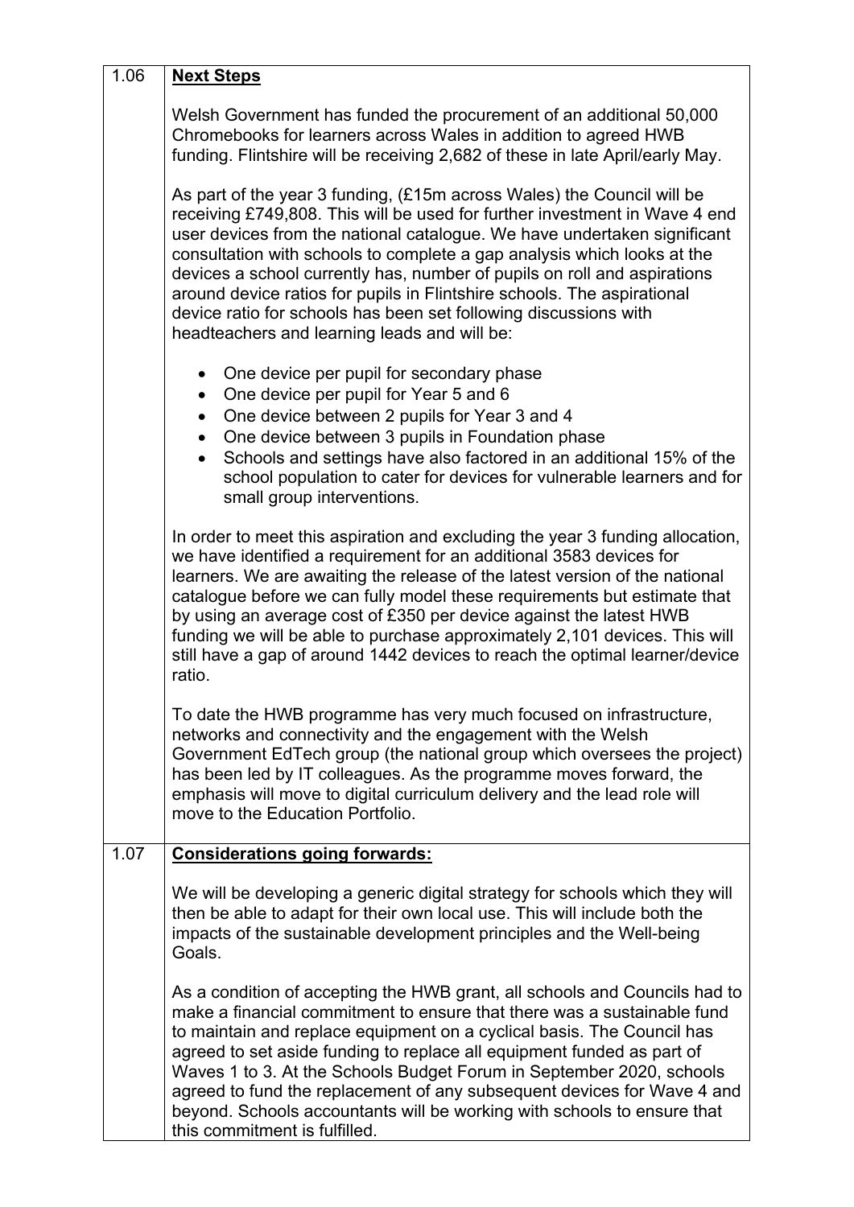| | |
|---|---|
| 1.06 | **Next Steps**<br><br>Welsh Government has funded the procurement of an additional 50,000 Chromebooks for learners across Wales in addition to agreed HWB funding. Flintshire will be receiving 2,682 of these in late April/early May.<br><br>As part of the year 3 funding, (£15m across Wales) the Council will be receiving £749,808. This will be used for further investment in Wave 4 end user devices from the national catalogue. We have undertaken significant consultation with schools to complete a gap analysis which looks at the devices a school currently has, number of pupils on roll and aspirations around device ratios for pupils in Flintshire schools. The aspirational device ratio for schools has been set following discussions with headteachers and learning leads and will be:<br><br>• One device per pupil for secondary phase<br>• One device per pupil for Year 5 and 6<br>• One device between 2 pupils for Year 3 and 4<br>• One device between 3 pupils in Foundation phase<br>• Schools and settings have also factored in an additional 15% of the school population to cater for devices for vulnerable learners and for small group interventions.<br><br>In order to meet this aspiration and excluding the year 3 funding allocation, we have identified a requirement for an additional 3583 devices for learners. We are awaiting the release of the latest version of the national catalogue before we can fully model these requirements but estimate that by using an average cost of £350 per device against the latest HWB funding we will be able to purchase approximately 2,101 devices. This will still have a gap of around 1442 devices to reach the optimal learner/device ratio.<br><br>To date the HWB programme has very much focused on infrastructure, networks and connectivity and the engagement with the Welsh Government EdTech group (the national group which oversees the project) has been led by IT colleagues. As the programme moves forward, the emphasis will move to digital curriculum delivery and the lead role will move to the Education Portfolio. |
| 1.07 | **Considerations going forwards:**<br><br>We will be developing a generic digital strategy for schools which they will then be able to adapt for their own local use. This will include both the impacts of the sustainable development principles and the Well-being Goals.<br><br>As a condition of accepting the HWB grant, all schools and Councils had to make a financial commitment to ensure that there was a sustainable fund to maintain and replace equipment on a cyclical basis. The Council has agreed to set aside funding to replace all equipment funded as part of Waves 1 to 3. At the Schools Budget Forum in September 2020, schools agreed to fund the replacement of any subsequent devices for Wave 4 and beyond. Schools accountants will be working with schools to ensure that this commitment is fulfilled. |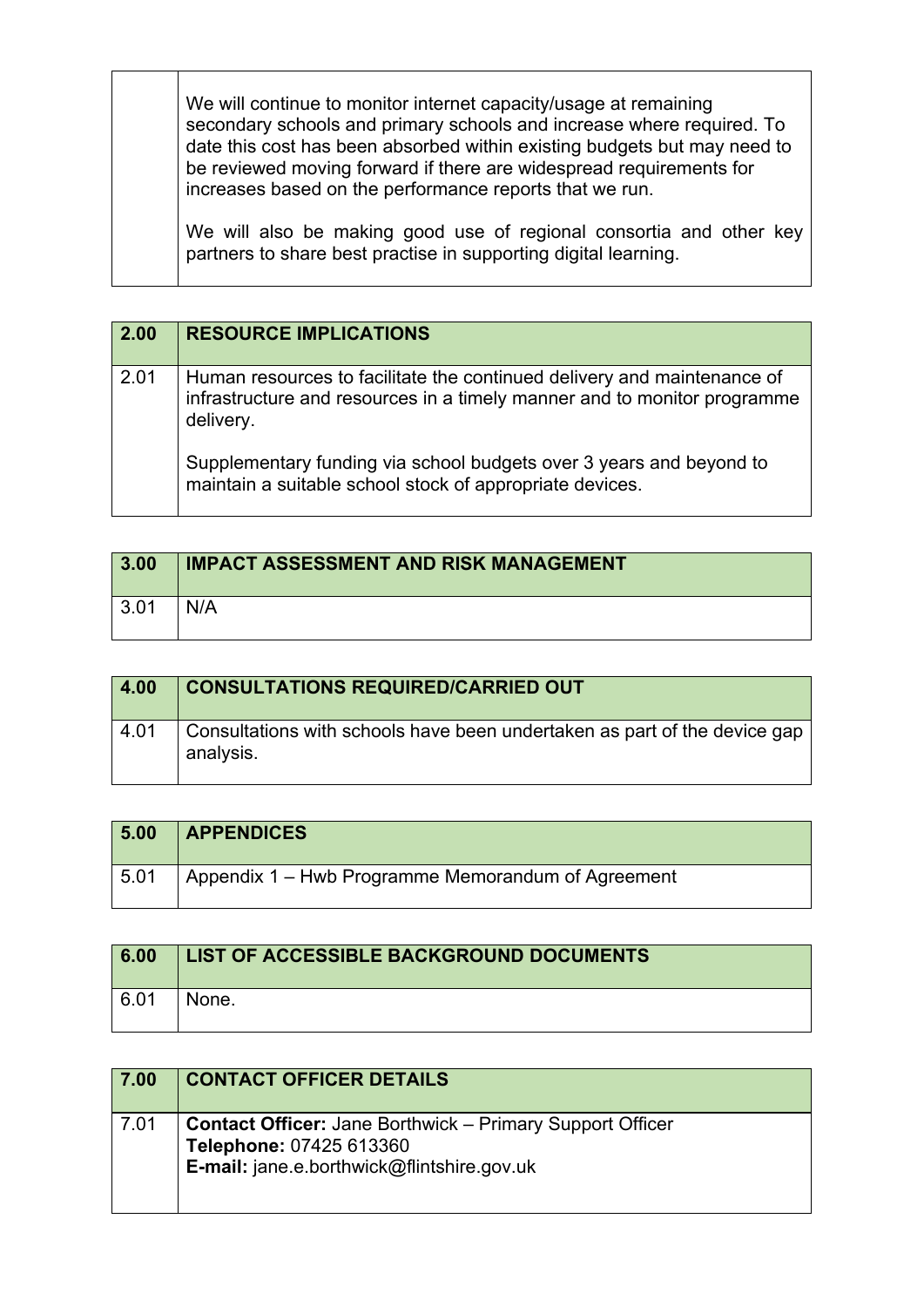| | |
|---|---|
| | We will continue to monitor internet capacity/usage at remaining secondary schools and primary schools and increase where required. To date this cost has been absorbed within existing budgets but may need to be reviewed moving forward if there are widespread requirements for increases based on the performance reports that we run.<br><br>We will also be making good use of regional consortia and other key partners to share best practise in supporting digital learning. |

| 2.00 | RESOURCE IMPLICATIONS |
|---|---|
| 2.01 | Human resources to facilitate the continued delivery and maintenance of infrastructure and resources in a timely manner and to monitor programme delivery.<br><br>Supplementary funding via school budgets over 3 years and beyond to maintain a suitable school stock of appropriate devices. |

| 3.00 | IMPACT ASSESSMENT AND RISK MANAGEMENT |
|---|---|
| 3.01 | N/A |

| 4.00 | CONSULTATIONS REQUIRED/CARRIED OUT |
|---|---|
| 4.01 | Consultations with schools have been undertaken as part of the device gap analysis. |

| 5.00 | APPENDICES |
|---|---|
| 5.01 | Appendix 1 – Hwb Programme Memorandum of Agreement |

| 6.00 | LIST OF ACCESSIBLE BACKGROUND DOCUMENTS |
|---|---|
| 6.01 | None. |

| 7.00 | CONTACT OFFICER DETAILS |
|---|---|
| 7.01 | **Contact Officer:** Jane Borthwick – Primary Support Officer<br>**Telephone:** 07425 613360<br>**E-mail:** jane.e.borthwick@flintshire.gov.uk |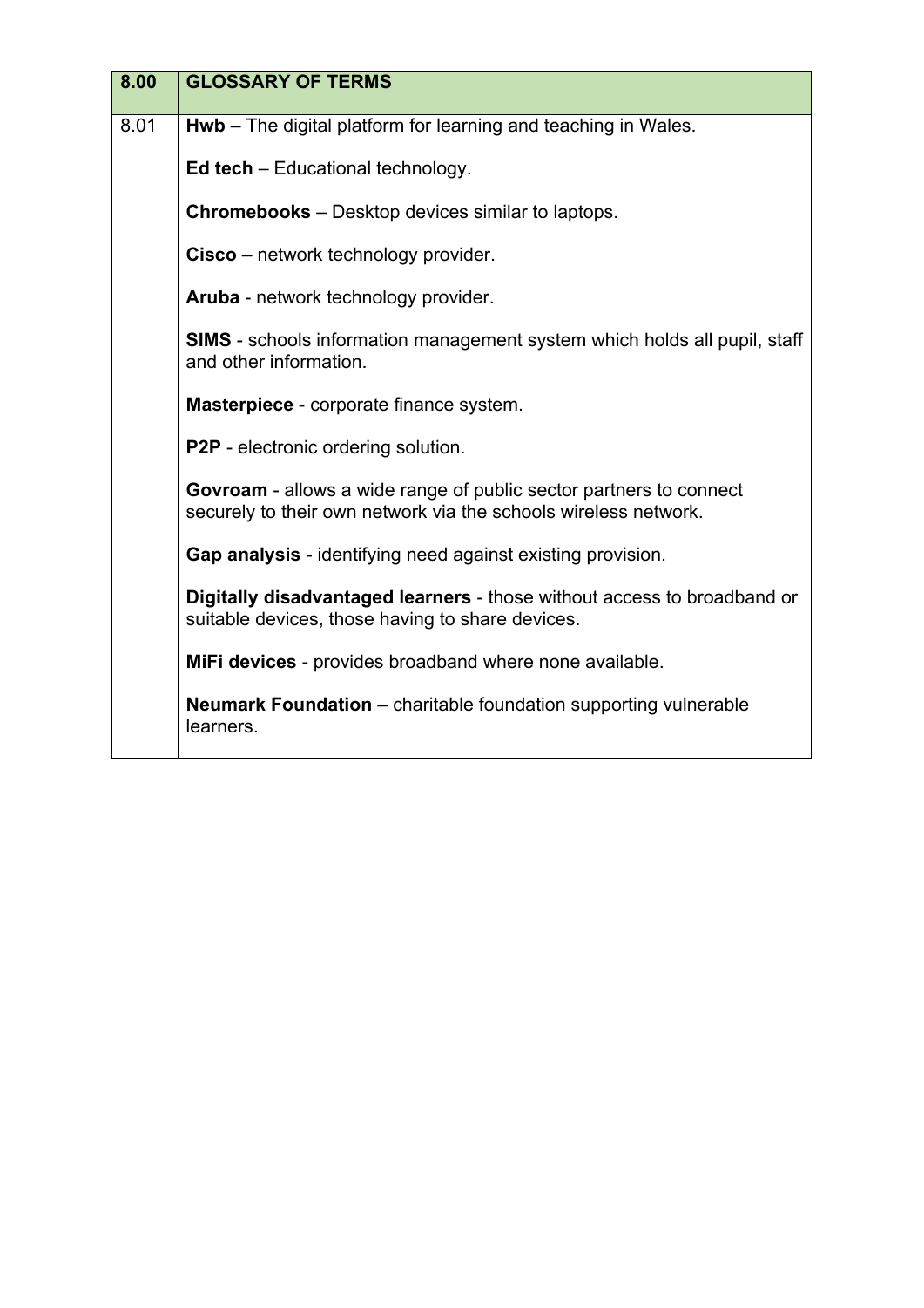| 8.00 | GLOSSARY OF TERMS |
|---|---|
| 8.01 | **Hwb** – The digital platform for learning and teaching in Wales.<br><br>**Ed tech** – Educational technology.<br><br>**Chromebooks** – Desktop devices similar to laptops.<br><br>**Cisco** – network technology provider.<br><br>**Aruba** - network technology provider.<br><br>**SIMS** - schools information management system which holds all pupil, staff and other information.<br><br>**Masterpiece** - corporate finance system.<br><br>**P2P** - electronic ordering solution.<br><br>**Govroam** - allows a wide range of public sector partners to connect securely to their own network via the schools wireless network.<br><br>**Gap analysis** - identifying need against existing provision.<br><br>**Digitally disadvantaged learners** - those without access to broadband or suitable devices, those having to share devices.<br><br>**MiFi devices** - provides broadband where none available.<br><br>**Neumark Foundation** – charitable foundation supporting vulnerable learners. |